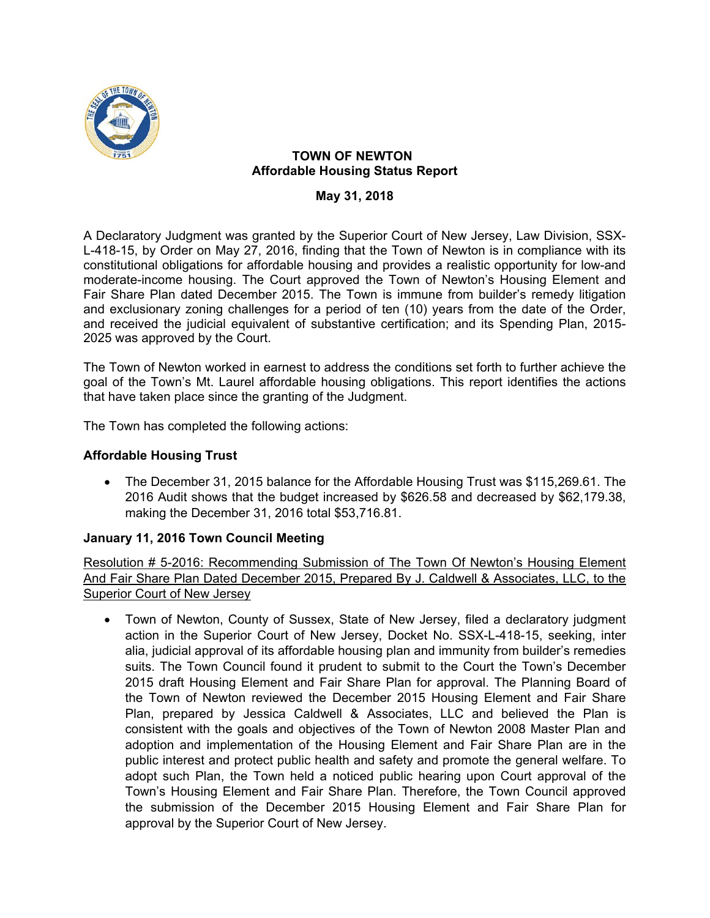# TOWN OF NEWTON
## Affordable Housing Status Report

**May 31, 2018**

A Declaratory Judgment was granted by the Superior Court of New Jersey, Law Division, SSX-L-418-15, by Order on May 27, 2016, finding that the Town of Newton is in compliance with its constitutional obligations for affordable housing and provides a realistic opportunity for low-and moderate-income housing. The Court approved the Town of Newton's Housing Element and Fair Share Plan dated December 2015. The Town is immune from builder's remedy litigation and exclusionary zoning challenges for a period of ten (10) years from the date of the Order, and received the judicial equivalent of substantive certification; and its Spending Plan, 2015-2025 was approved by the Court.

The Town of Newton worked in earnest to address the conditions set forth to further achieve the goal of the Town's Mt. Laurel affordable housing obligations. This report identifies the actions that have taken place since the granting of the Judgment.

The Town has completed the following actions:

### Affordable Housing Trust

- The December 31, 2015 balance for the Affordable Housing Trust was $115,269.61. The 2016 Audit shows that the budget increased by $626.58 and decreased by $62,179.38, making the December 31, 2016 total $53,716.81.

### January 11, 2016 Town Council Meeting

<u>Resolution # 5-2016: Recommending Submission of The Town Of Newton's Housing Element And Fair Share Plan Dated December 2015, Prepared By J. Caldwell & Associates, LLC, to the Superior Court of New Jersey</u>

- Town of Newton, County of Sussex, State of New Jersey, filed a declaratory judgment action in the Superior Court of New Jersey, Docket No. SSX-L-418-15, seeking, inter alia, judicial approval of its affordable housing plan and immunity from builder's remedies suits. The Town Council found it prudent to submit to the Court the Town's December 2015 draft Housing Element and Fair Share Plan for approval. The Planning Board of the Town of Newton reviewed the December 2015 Housing Element and Fair Share Plan, prepared by Jessica Caldwell & Associates, LLC and believed the Plan is consistent with the goals and objectives of the Town of Newton 2008 Master Plan and adoption and implementation of the Housing Element and Fair Share Plan are in the public interest and protect public health and safety and promote the general welfare. To adopt such Plan, the Town held a noticed public hearing upon Court approval of the Town's Housing Element and Fair Share Plan. Therefore, the Town Council approved the submission of the December 2015 Housing Element and Fair Share Plan for approval by the Superior Court of New Jersey.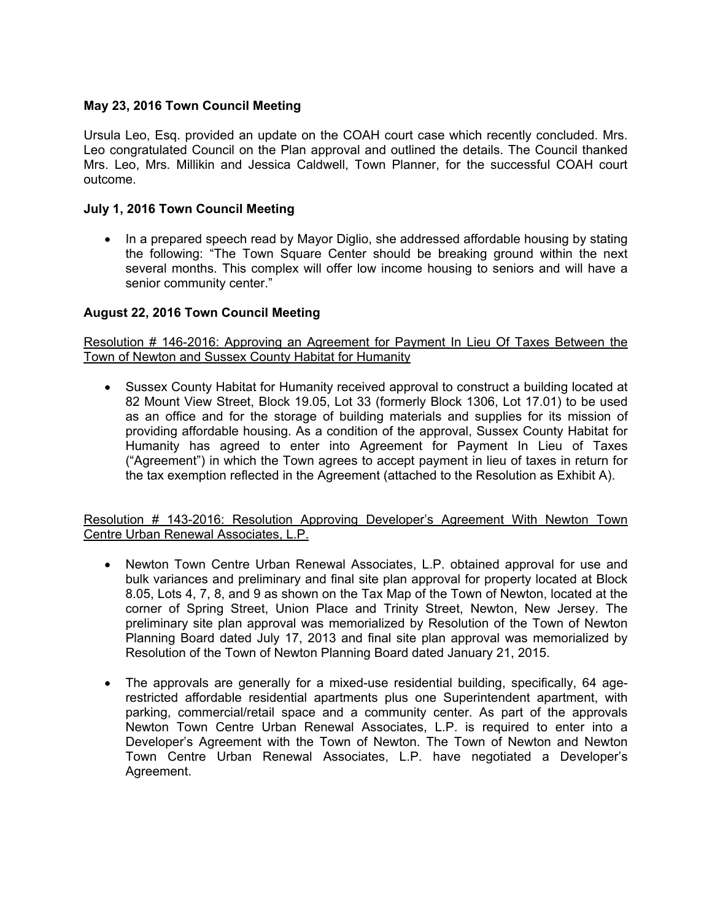**May 23, 2016 Town Council Meeting**

Ursula Leo, Esq. provided an update on the COAH court case which recently concluded. Mrs. Leo congratulated Council on the Plan approval and outlined the details. The Council thanked Mrs. Leo, Mrs. Millikin and Jessica Caldwell, Town Planner, for the successful COAH court outcome.

**July 1, 2016 Town Council Meeting**

- In a prepared speech read by Mayor Diglio, she addressed affordable housing by stating the following: "The Town Square Center should be breaking ground within the next several months. This complex will offer low income housing to seniors and will have a senior community center."

**August 22, 2016 Town Council Meeting**

<u>Resolution # 146-2016: Approving an Agreement for Payment In Lieu Of Taxes Between the Town of Newton and Sussex County Habitat for Humanity</u>

- Sussex County Habitat for Humanity received approval to construct a building located at 82 Mount View Street, Block 19.05, Lot 33 (formerly Block 1306, Lot 17.01) to be used as an office and for the storage of building materials and supplies for its mission of providing affordable housing. As a condition of the approval, Sussex County Habitat for Humanity has agreed to enter into Agreement for Payment In Lieu of Taxes ("Agreement") in which the Town agrees to accept payment in lieu of taxes in return for the tax exemption reflected in the Agreement (attached to the Resolution as Exhibit A).

<u>Resolution # 143-2016: Resolution Approving Developer's Agreement With Newton Town Centre Urban Renewal Associates, L.P.</u>

- Newton Town Centre Urban Renewal Associates, L.P. obtained approval for use and bulk variances and preliminary and final site plan approval for property located at Block 8.05, Lots 4, 7, 8, and 9 as shown on the Tax Map of the Town of Newton, located at the corner of Spring Street, Union Place and Trinity Street, Newton, New Jersey. The preliminary site plan approval was memorialized by Resolution of the Town of Newton Planning Board dated July 17, 2013 and final site plan approval was memorialized by Resolution of the Town of Newton Planning Board dated January 21, 2015.
- The approvals are generally for a mixed-use residential building, specifically, 64 age-restricted affordable residential apartments plus one Superintendent apartment, with parking, commercial/retail space and a community center. As part of the approvals Newton Town Centre Urban Renewal Associates, L.P. is required to enter into a Developer's Agreement with the Town of Newton. The Town of Newton and Newton Town Centre Urban Renewal Associates, L.P. have negotiated a Developer's Agreement.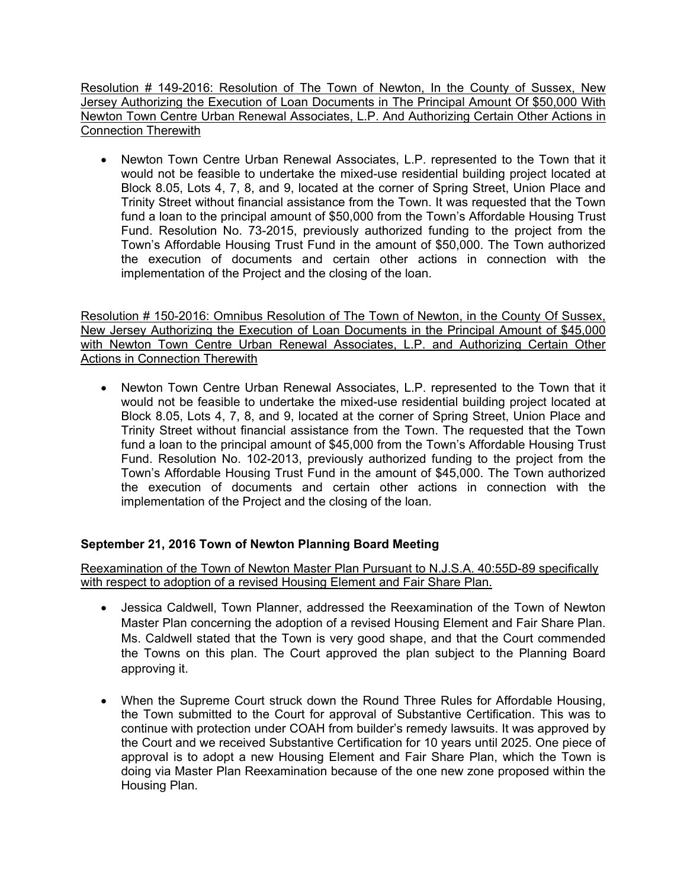Resolution # 149-2016: Resolution of The Town of Newton, In the County of Sussex, New Jersey Authorizing the Execution of Loan Documents in The Principal Amount Of $50,000 With Newton Town Centre Urban Renewal Associates, L.P. And Authorizing Certain Other Actions in Connection Therewith

- Newton Town Centre Urban Renewal Associates, L.P. represented to the Town that it would not be feasible to undertake the mixed-use residential building project located at Block 8.05, Lots 4, 7, 8, and 9, located at the corner of Spring Street, Union Place and Trinity Street without financial assistance from the Town. It was requested that the Town fund a loan to the principal amount of $50,000 from the Town's Affordable Housing Trust Fund. Resolution No. 73-2015, previously authorized funding to the project from the Town's Affordable Housing Trust Fund in the amount of $50,000. The Town authorized the execution of documents and certain other actions in connection with the implementation of the Project and the closing of the loan.

Resolution # 150-2016: Omnibus Resolution of The Town of Newton, in the County Of Sussex, New Jersey Authorizing the Execution of Loan Documents in the Principal Amount of $45,000 with Newton Town Centre Urban Renewal Associates, L.P. and Authorizing Certain Other Actions in Connection Therewith

- Newton Town Centre Urban Renewal Associates, L.P. represented to the Town that it would not be feasible to undertake the mixed-use residential building project located at Block 8.05, Lots 4, 7, 8, and 9, located at the corner of Spring Street, Union Place and Trinity Street without financial assistance from the Town. The requested that the Town fund a loan to the principal amount of $45,000 from the Town's Affordable Housing Trust Fund. Resolution No. 102-2013, previously authorized funding to the project from the Town's Affordable Housing Trust Fund in the amount of $45,000. The Town authorized the execution of documents and certain other actions in connection with the implementation of the Project and the closing of the loan.

**September 21, 2016 Town of Newton Planning Board Meeting**

Reexamination of the Town of Newton Master Plan Pursuant to N.J.S.A. 40:55D-89 specifically with respect to adoption of a revised Housing Element and Fair Share Plan.

- Jessica Caldwell, Town Planner, addressed the Reexamination of the Town of Newton Master Plan concerning the adoption of a revised Housing Element and Fair Share Plan. Ms. Caldwell stated that the Town is very good shape, and that the Court commended the Towns on this plan. The Court approved the plan subject to the Planning Board approving it.

- When the Supreme Court struck down the Round Three Rules for Affordable Housing, the Town submitted to the Court for approval of Substantive Certification. This was to continue with protection under COAH from builder's remedy lawsuits. It was approved by the Court and we received Substantive Certification for 10 years until 2025. One piece of approval is to adopt a new Housing Element and Fair Share Plan, which the Town is doing via Master Plan Reexamination because of the one new zone proposed within the Housing Plan.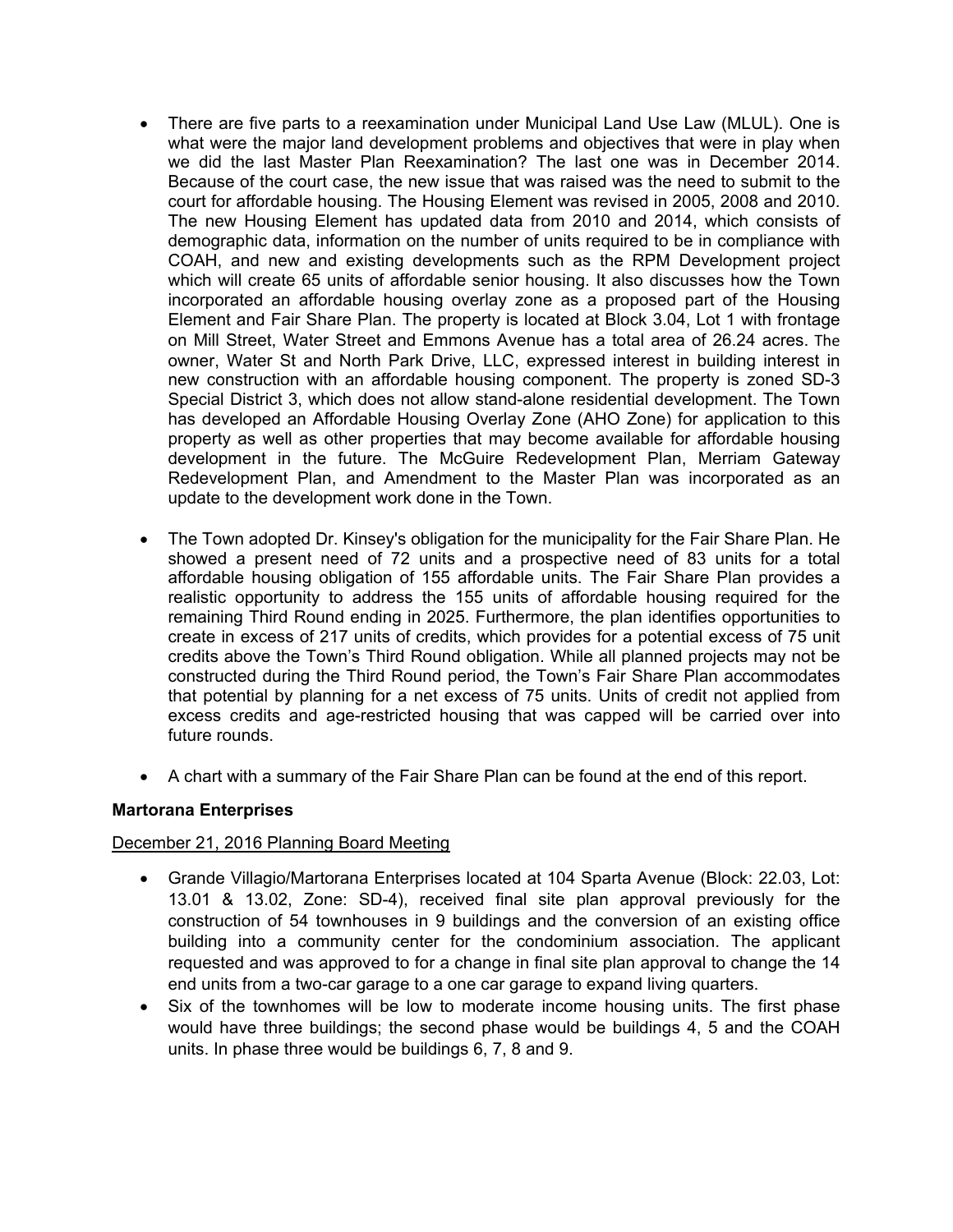- There are five parts to a reexamination under Municipal Land Use Law (MLUL). One is what were the major land development problems and objectives that were in play when we did the last Master Plan Reexamination? The last one was in December 2014. Because of the court case, the new issue that was raised was the need to submit to the court for affordable housing. The Housing Element was revised in 2005, 2008 and 2010. The new Housing Element has updated data from 2010 and 2014, which consists of demographic data, information on the number of units required to be in compliance with COAH, and new and existing developments such as the RPM Development project which will create 65 units of affordable senior housing. It also discusses how the Town incorporated an affordable housing overlay zone as a proposed part of the Housing Element and Fair Share Plan. The property is located at Block 3.04, Lot 1 with frontage on Mill Street, Water Street and Emmons Avenue has a total area of 26.24 acres. The owner, Water St and North Park Drive, LLC, expressed interest in building interest in new construction with an affordable housing component. The property is zoned SD-3 Special District 3, which does not allow stand-alone residential development. The Town has developed an Affordable Housing Overlay Zone (AHO Zone) for application to this property as well as other properties that may become available for affordable housing development in the future. The McGuire Redevelopment Plan, Merriam Gateway Redevelopment Plan, and Amendment to the Master Plan was incorporated as an update to the development work done in the Town.

- The Town adopted Dr. Kinsey's obligation for the municipality for the Fair Share Plan. He showed a present need of 72 units and a prospective need of 83 units for a total affordable housing obligation of 155 affordable units. The Fair Share Plan provides a realistic opportunity to address the 155 units of affordable housing required for the remaining Third Round ending in 2025. Furthermore, the plan identifies opportunities to create in excess of 217 units of credits, which provides for a potential excess of 75 unit credits above the Town's Third Round obligation. While all planned projects may not be constructed during the Third Round period, the Town's Fair Share Plan accommodates that potential by planning for a net excess of 75 units. Units of credit not applied from excess credits and age-restricted housing that was capped will be carried over into future rounds.

- A chart with a summary of the Fair Share Plan can be found at the end of this report.

**Martorana Enterprises**

December 21, 2016 Planning Board Meeting

- Grande Villagio/Martorana Enterprises located at 104 Sparta Avenue (Block: 22.03, Lot: 13.01 & 13.02, Zone: SD-4), received final site plan approval previously for the construction of 54 townhouses in 9 buildings and the conversion of an existing office building into a community center for the condominium association. The applicant requested and was approved to for a change in final site plan approval to change the 14 end units from a two-car garage to a one car garage to expand living quarters.
- Six of the townhomes will be low to moderate income housing units. The first phase would have three buildings; the second phase would be buildings 4, 5 and the COAH units. In phase three would be buildings 6, 7, 8 and 9.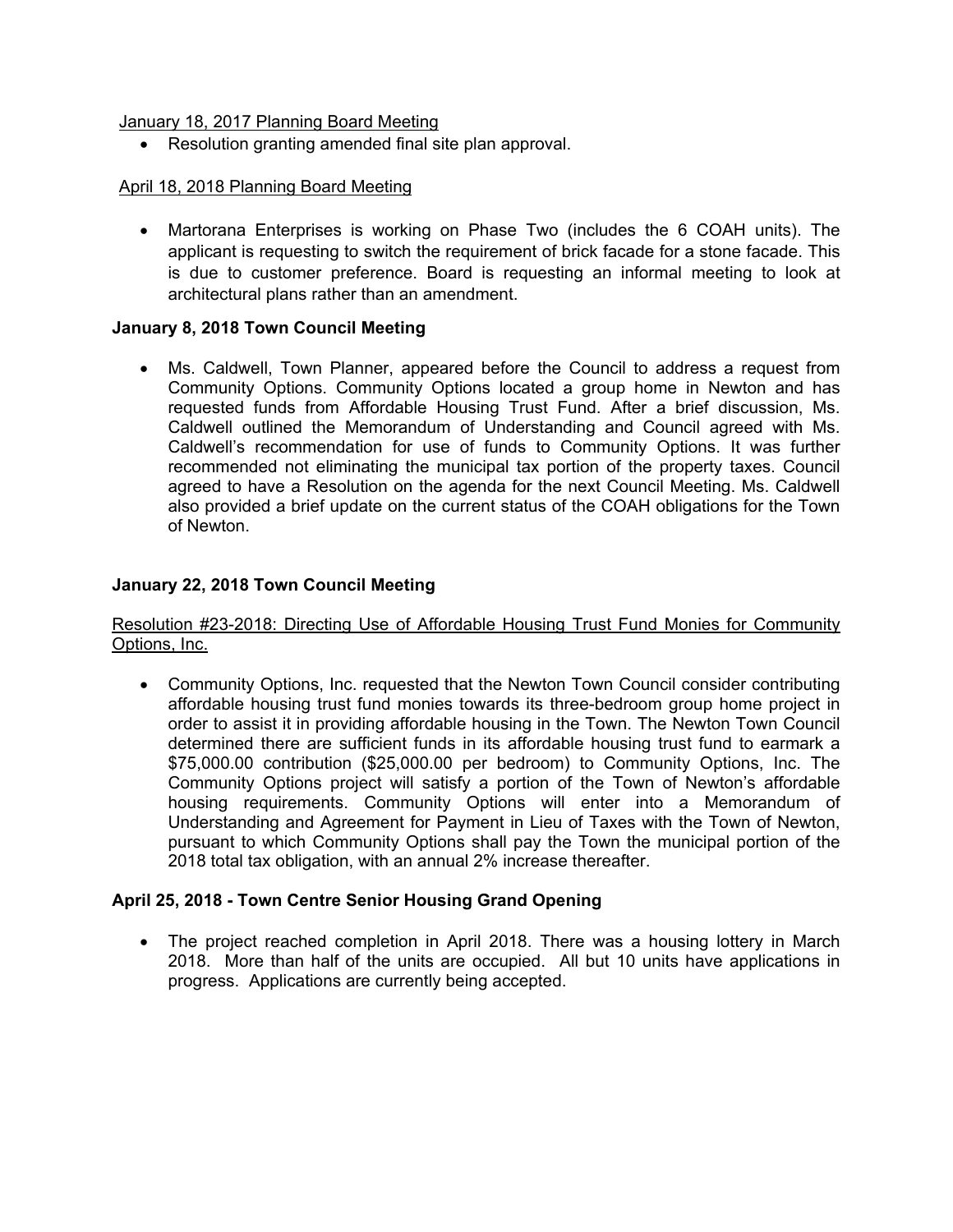January 18, 2017 Planning Board Meeting

- Resolution granting amended final site plan approval.

April 18, 2018 Planning Board Meeting

- Martorana Enterprises is working on Phase Two (includes the 6 COAH units). The applicant is requesting to switch the requirement of brick facade for a stone facade. This is due to customer preference. Board is requesting an informal meeting to look at architectural plans rather than an amendment.

**January 8, 2018 Town Council Meeting**

- Ms. Caldwell, Town Planner, appeared before the Council to address a request from Community Options. Community Options located a group home in Newton and has requested funds from Affordable Housing Trust Fund. After a brief discussion, Ms. Caldwell outlined the Memorandum of Understanding and Council agreed with Ms. Caldwell's recommendation for use of funds to Community Options. It was further recommended not eliminating the municipal tax portion of the property taxes. Council agreed to have a Resolution on the agenda for the next Council Meeting. Ms. Caldwell also provided a brief update on the current status of the COAH obligations for the Town of Newton.

**January 22, 2018 Town Council Meeting**

Resolution #23-2018: Directing Use of Affordable Housing Trust Fund Monies for Community Options, Inc.

- Community Options, Inc. requested that the Newton Town Council consider contributing affordable housing trust fund monies towards its three-bedroom group home project in order to assist it in providing affordable housing in the Town. The Newton Town Council determined there are sufficient funds in its affordable housing trust fund to earmark a $75,000.00 contribution ($25,000.00 per bedroom) to Community Options, Inc. The Community Options project will satisfy a portion of the Town of Newton's affordable housing requirements. Community Options will enter into a Memorandum of Understanding and Agreement for Payment in Lieu of Taxes with the Town of Newton, pursuant to which Community Options shall pay the Town the municipal portion of the 2018 total tax obligation, with an annual 2% increase thereafter.

**April 25, 2018 - Town Centre Senior Housing Grand Opening**

- The project reached completion in April 2018. There was a housing lottery in March 2018. More than half of the units are occupied. All but 10 units have applications in progress. Applications are currently being accepted.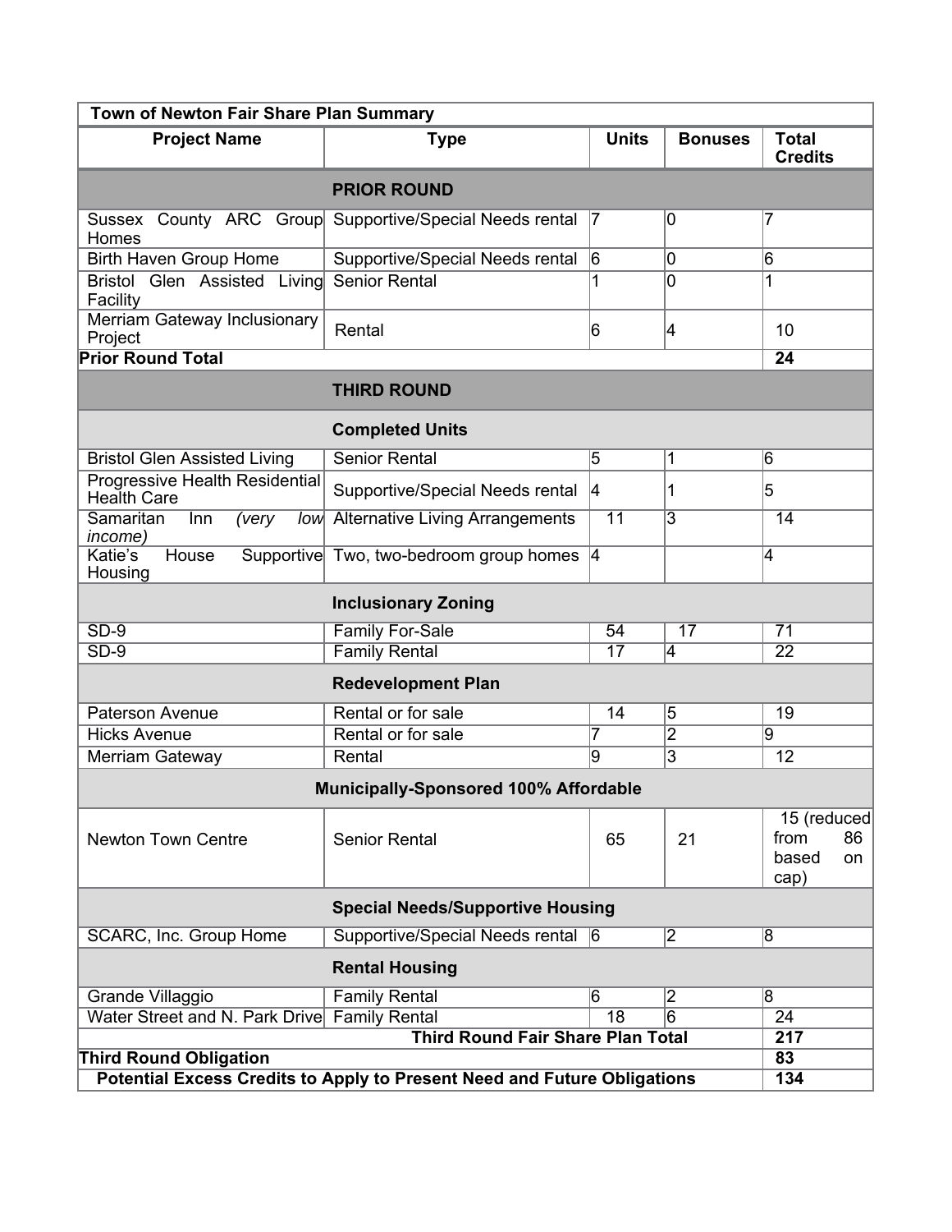| Town of Newton Fair Share Plan Summary | | | | |
|---|---|---|---|---|
| **Project Name** | **Type** | **Units** | **Bonuses** | **Total Credits** |
| | **PRIOR ROUND** | | | |
| Sussex County ARC Group Homes | Supportive/Special Needs rental | 7 | 0 | 7 |
| Birth Haven Group Home | Supportive/Special Needs rental | 6 | 0 | 6 |
| Bristol Glen Assisted Living Facility | Senior Rental | 1 | 0 | 1 |
| Merriam Gateway Inclusionary Project | Rental | 6 | 4 | 10 |
| **Prior Round Total** | | | | **24** |
| | **THIRD ROUND** | | | |
| | **Completed Units** | | | |
| Bristol Glen Assisted Living | Senior Rental | 5 | 1 | 6 |
| Progressive Health Residential Health Care | Supportive/Special Needs rental | 4 | 1 | 5 |
| Samaritan Inn *(very low income)* | Alternative Living Arrangements | 11 | 3 | 14 |
| Katie's House Supportive Housing | Two, two-bedroom group homes | 4 | | 4 |
| | **Inclusionary Zoning** | | | |
| SD-9 | Family For-Sale | 54 | 17 | 71 |
| SD-9 | Family Rental | 17 | 4 | 22 |
| | **Redevelopment Plan** | | | |
| Paterson Avenue | Rental or for sale | 14 | 5 | 19 |
| Hicks Avenue | Rental or for sale | 7 | 2 | 9 |
| Merriam Gateway | Rental | 9 | 3 | 12 |
| | **Municipally-Sponsored 100% Affordable** | | | |
| Newton Town Centre | Senior Rental | 65 | 21 | 15 (reduced from 86 based on cap) |
| | **Special Needs/Supportive Housing** | | | |
| SCARC, Inc. Group Home | Supportive/Special Needs rental | 6 | 2 | 8 |
| | **Rental Housing** | | | |
| Grande Villaggio | Family Rental | 6 | 2 | 8 |
| Water Street and N. Park Drive | Family Rental | 18 | 6 | 24 |
| | **Third Round Fair Share Plan Total** | | | **217** |
| **Third Round Obligation** | | | | **83** |
| **Potential Excess Credits to Apply to Present Need and Future Obligations** | | | | **134** |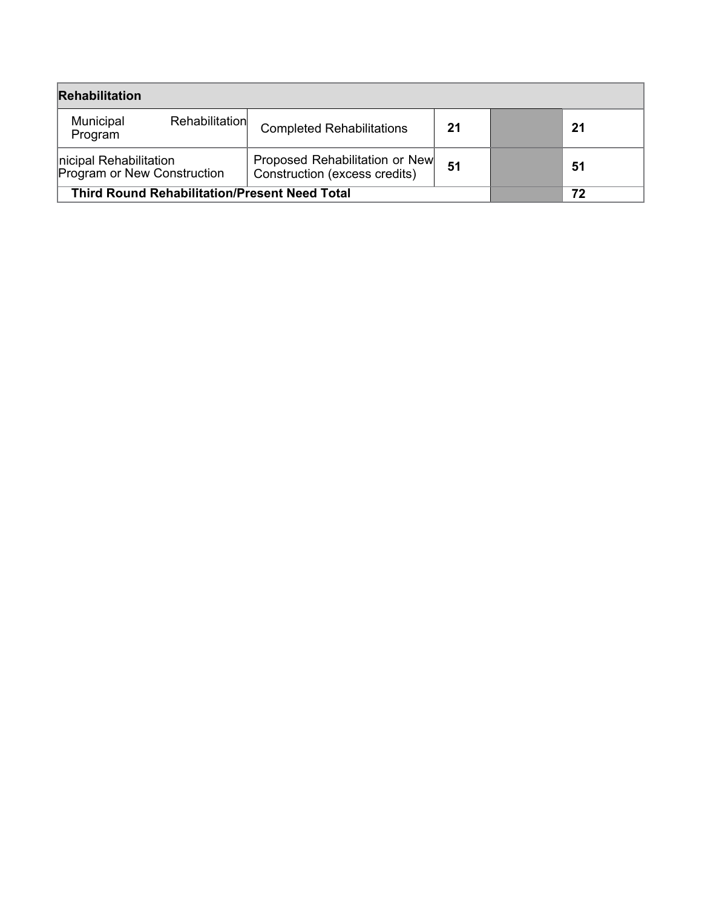| Rehabilitation | | | | |
| --- | --- | --- | --- | --- |
| Municipal Rehabilitation Program | Completed Rehabilitations | **21** | | **21** |
| nicipal Rehabilitation Program or New Construction | Proposed Rehabilitation or New Construction (excess credits) | **51** | | **51** |
| **Third Round Rehabilitation/Present Need Total** | | | | **72** |